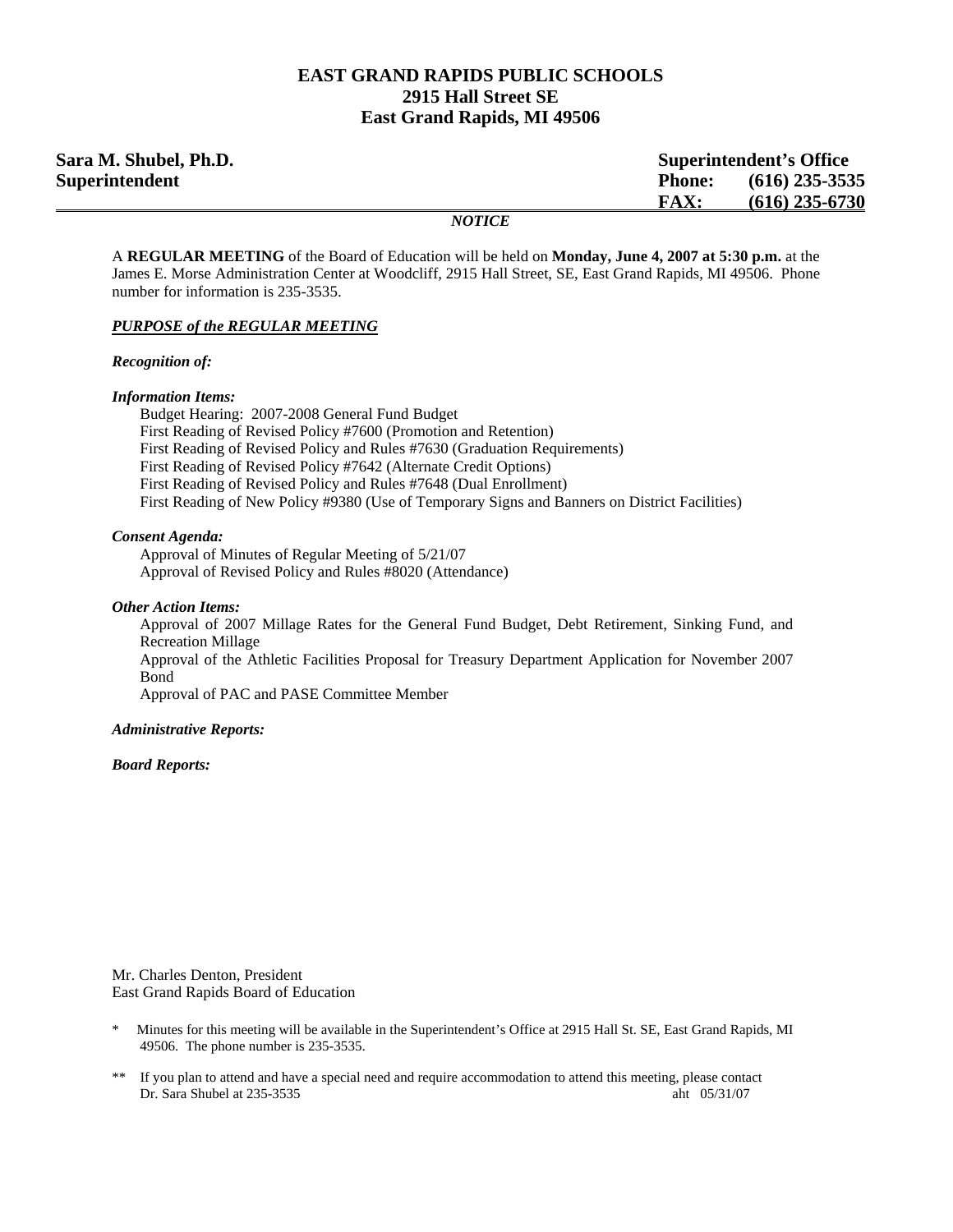# EAST GRAND RAPIDS PUBLIC SCHOOLS
## 2915 Hall Street SE
## East Grand Rapids, MI 49506

**Sara M. Shubel, Ph.D.**
**Superintendent**

**Superintendent's Office**
**Phone: (616) 235-3535**
**FAX: (616) 235-6730**

***NOTICE***

A **REGULAR MEETING** of the Board of Education will be held on **Monday, June 4, 2007 at 5:30 p.m.** at the James E. Morse Administration Center at Woodcliff, 2915 Hall Street, SE, East Grand Rapids, MI 49506. Phone number for information is 235-3535.

***PURPOSE of the REGULAR MEETING***

***Recognition of:***

***Information Items:***

Budget Hearing: 2007-2008 General Fund Budget
First Reading of Revised Policy #7600 (Promotion and Retention)
First Reading of Revised Policy and Rules #7630 (Graduation Requirements)
First Reading of Revised Policy #7642 (Alternate Credit Options)
First Reading of Revised Policy and Rules #7648 (Dual Enrollment)
First Reading of New Policy #9380 (Use of Temporary Signs and Banners on District Facilities)

***Consent Agenda:***

Approval of Minutes of Regular Meeting of 5/21/07
Approval of Revised Policy and Rules #8020 (Attendance)

***Other Action Items:***

Approval of 2007 Millage Rates for the General Fund Budget, Debt Retirement, Sinking Fund, and Recreation Millage
Approval of the Athletic Facilities Proposal for Treasury Department Application for November 2007 Bond
Approval of PAC and PASE Committee Member

***Administrative Reports:***

***Board Reports:***

Mr. Charles Denton, President
East Grand Rapids Board of Education

\* Minutes for this meeting will be available in the Superintendent's Office at 2915 Hall St. SE, East Grand Rapids, MI 49506. The phone number is 235-3535.

\*\* If you plan to attend and have a special need and require accommodation to attend this meeting, please contact Dr. Sara Shubel at 235-3535

aht 05/31/07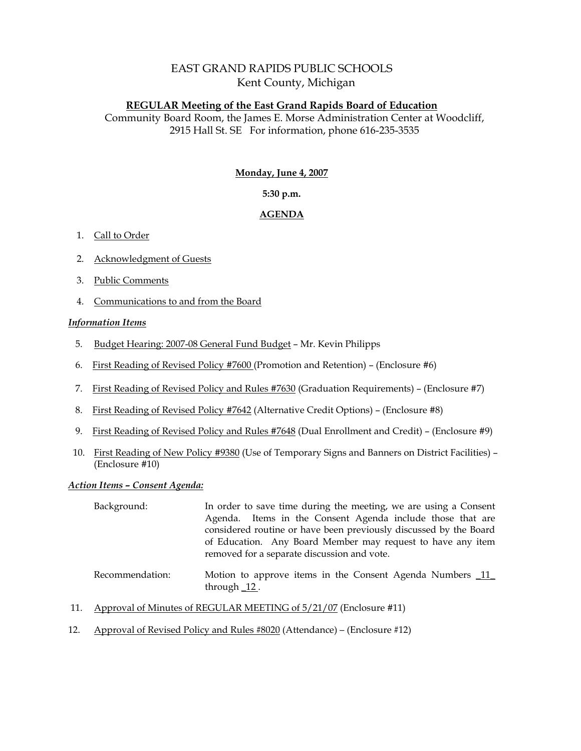# EAST GRAND RAPIDS PUBLIC SCHOOLS
Kent County, Michigan

**REGULAR Meeting of the East Grand Rapids Board of Education**
Community Board Room, the James E. Morse Administration Center at Woodcliff, 2915 Hall St. SE For information, phone 616-235-3535

**Monday, June 4, 2007**

**5:30 p.m.**

## AGENDA

1. Call to Order
2. Acknowledgment of Guests
3. Public Comments
4. Communications to and from the Board

***Information Items***

5. Budget Hearing: 2007-08 General Fund Budget – Mr. Kevin Philipps
6. First Reading of Revised Policy #7600 (Promotion and Retention) – (Enclosure #6)
7. First Reading of Revised Policy and Rules #7630 (Graduation Requirements) – (Enclosure #7)
8. First Reading of Revised Policy #7642 (Alternative Credit Options) – (Enclosure #8)
9. First Reading of Revised Policy and Rules #7648 (Dual Enrollment and Credit) – (Enclosure #9)
10. First Reading of New Policy #9380 (Use of Temporary Signs and Banners on District Facilities) – (Enclosure #10)

***Action Items – Consent Agenda:***

Background: In order to save time during the meeting, we are using a Consent Agenda. Items in the Consent Agenda include those that are considered routine or have been previously discussed by the Board of Education. Any Board Member may request to have any item removed for a separate discussion and vote.

Recommendation: Motion to approve items in the Consent Agenda Numbers _11_ through _12_.

11. Approval of Minutes of REGULAR MEETING of 5/21/07 (Enclosure #11)
12. Approval of Revised Policy and Rules #8020 (Attendance) – (Enclosure #12)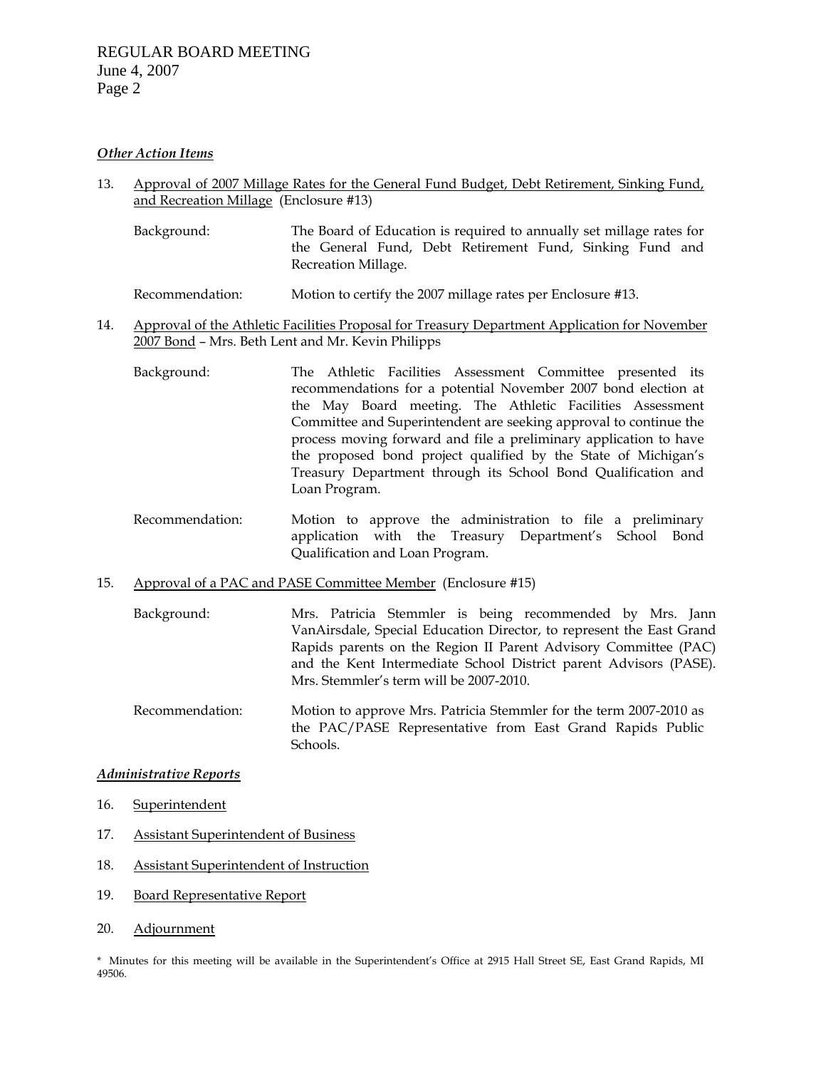### *Other Action Items*

13. Approval of 2007 Millage Rates for the General Fund Budget, Debt Retirement, Sinking Fund, and Recreation Millage (Enclosure #13)

    Background: The Board of Education is required to annually set millage rates for the General Fund, Debt Retirement Fund, Sinking Fund and Recreation Millage.

    Recommendation: Motion to certify the 2007 millage rates per Enclosure #13.

14. Approval of the Athletic Facilities Proposal for Treasury Department Application for November 2007 Bond – Mrs. Beth Lent and Mr. Kevin Philipps

    Background: The Athletic Facilities Assessment Committee presented its recommendations for a potential November 2007 bond election at the May Board meeting. The Athletic Facilities Assessment Committee and Superintendent are seeking approval to continue the process moving forward and file a preliminary application to have the proposed bond project qualified by the State of Michigan's Treasury Department through its School Bond Qualification and Loan Program.

    Recommendation: Motion to approve the administration to file a preliminary application with the Treasury Department's School Bond Qualification and Loan Program.

15. Approval of a PAC and PASE Committee Member (Enclosure #15)

    Background: Mrs. Patricia Stemmler is being recommended by Mrs. Jann VanAirsdale, Special Education Director, to represent the East Grand Rapids parents on the Region II Parent Advisory Committee (PAC) and the Kent Intermediate School District parent Advisors (PASE). Mrs. Stemmler's term will be 2007-2010.

    Recommendation: Motion to approve Mrs. Patricia Stemmler for the term 2007-2010 as the PAC/PASE Representative from East Grand Rapids Public Schools.

### *Administrative Reports*

16. Superintendent

17. Assistant Superintendent of Business

18. Assistant Superintendent of Instruction

19. Board Representative Report

20. Adjournment

\* Minutes for this meeting will be available in the Superintendent's Office at 2915 Hall Street SE, East Grand Rapids, MI 49506.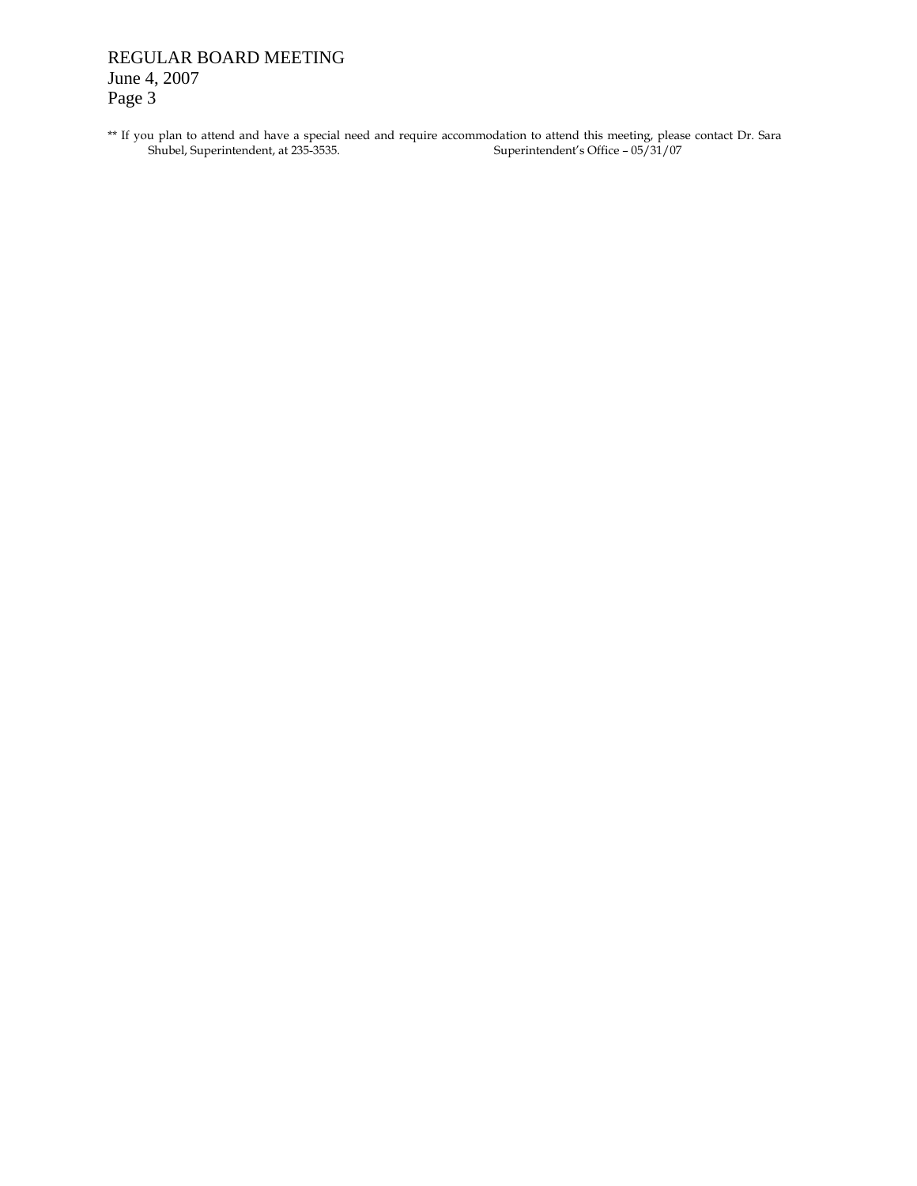** If you plan to attend and have a special need and require accommodation to attend this meeting, please contact Dr. Sara Shubel, Superintendent, at 235-3535.

Superintendent's Office – 05/31/07